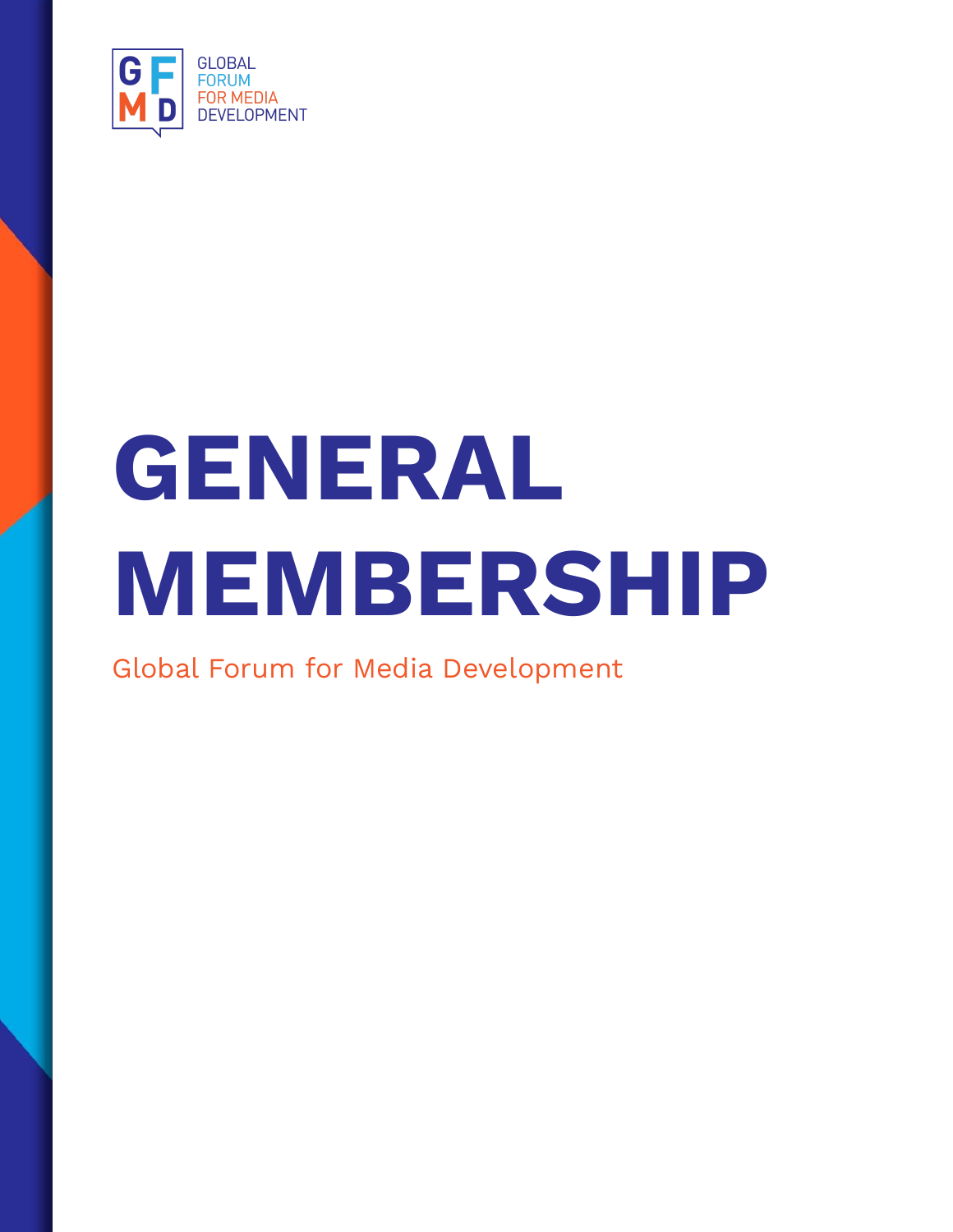GLOBAL FORUM FOR MEDIA DEVELOPMENT

# GENERAL MEMBERSHIP

Global Forum for Media Development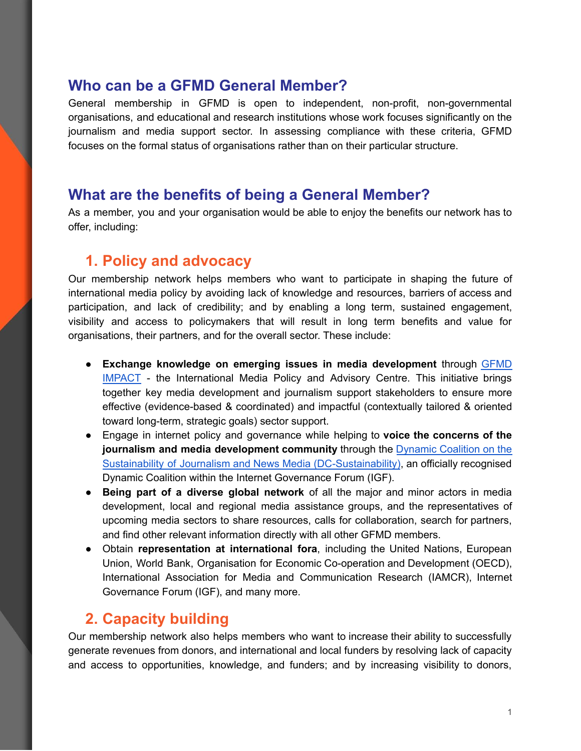## Who can be a GFMD General Member?

General membership in GFMD is open to independent, non-profit, non-governmental organisations, and educational and research institutions whose work focuses significantly on the journalism and media support sector. In assessing compliance with these criteria, GFMD focuses on the formal status of organisations rather than on their particular structure.

## What are the benefits of being a General Member?

As a member, you and your organisation would be able to enjoy the benefits our network has to offer, including:

### 1. Policy and advocacy

Our membership network helps members who want to participate in shaping the future of international media policy by avoiding lack of knowledge and resources, barriers of access and participation, and lack of credibility; and by enabling a long term, sustained engagement, visibility and access to policymakers that will result in long term benefits and value for organisations, their partners, and for the overall sector. These include:

- **Exchange knowledge on emerging issues in media development** through GFMD IMPACT - the International Media Policy and Advisory Centre. This initiative brings together key media development and journalism support stakeholders to ensure more effective (evidence-based & coordinated) and impactful (contextually tailored & oriented toward long-term, strategic goals) sector support.
- Engage in internet policy and governance while helping to **voice the concerns of the journalism and media development community** through the Dynamic Coalition on the Sustainability of Journalism and News Media (DC-Sustainability), an officially recognised Dynamic Coalition within the Internet Governance Forum (IGF).
- **Being part of a diverse global network** of all the major and minor actors in media development, local and regional media assistance groups, and the representatives of upcoming media sectors to share resources, calls for collaboration, search for partners, and find other relevant information directly with all other GFMD members.
- Obtain **representation at international fora**, including the United Nations, European Union, World Bank, Organisation for Economic Co-operation and Development (OECD), International Association for Media and Communication Research (IAMCR), Internet Governance Forum (IGF), and many more.

### 2. Capacity building

Our membership network also helps members who want to increase their ability to successfully generate revenues from donors, and international and local funders by resolving lack of capacity and access to opportunities, knowledge, and funders; and by increasing visibility to donors,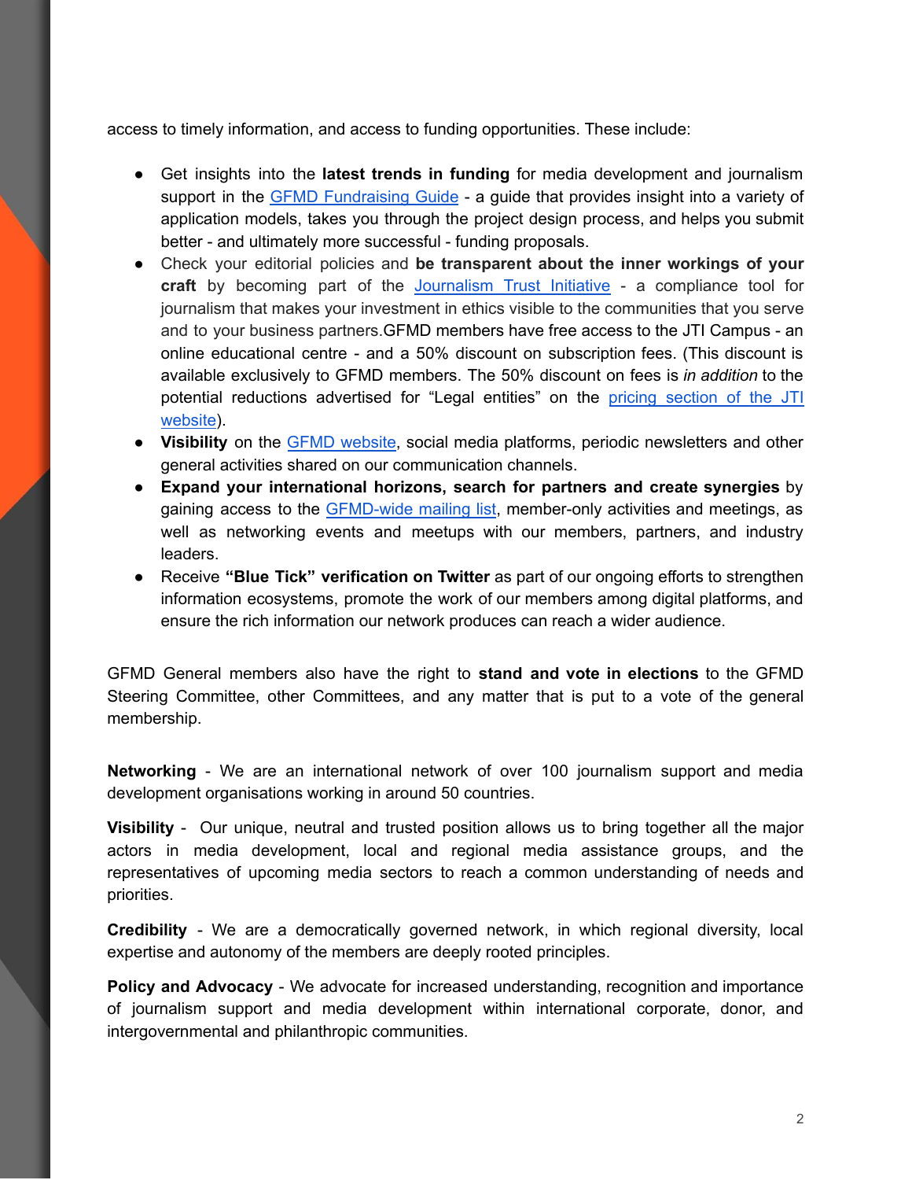access to timely information, and access to funding opportunities. These include:

- Get insights into the **latest trends in funding** for media development and journalism support in the [GFMD Fundraising Guide]() - a guide that provides insight into a variety of application models, takes you through the project design process, and helps you submit better - and ultimately more successful - funding proposals.
- Check your editorial policies and **be transparent about the inner workings of your craft** by becoming part of the [Journalism Trust Initiative]() - a compliance tool for journalism that makes your investment in ethics visible to the communities that you serve and to your business partners.GFMD members have free access to the JTI Campus - an online educational centre - and a 50% discount on subscription fees. (This discount is available exclusively to GFMD members. The 50% discount on fees is *in addition* to the potential reductions advertised for "Legal entities" on the [pricing section of the JTI website]()).
- **Visibility** on the [GFMD website](), social media platforms, periodic newsletters and other general activities shared on our communication channels.
- **Expand your international horizons, search for partners and create synergies** by gaining access to the [GFMD-wide mailing list](), member-only activities and meetings, as well as networking events and meetups with our members, partners, and industry leaders.
- Receive **"Blue Tick" verification on Twitter** as part of our ongoing efforts to strengthen information ecosystems, promote the work of our members among digital platforms, and ensure the rich information our network produces can reach a wider audience.

GFMD General members also have the right to **stand and vote in elections** to the GFMD Steering Committee, other Committees, and any matter that is put to a vote of the general membership.

**Networking** - We are an international network of over 100 journalism support and media development organisations working in around 50 countries.

**Visibility** - Our unique, neutral and trusted position allows us to bring together all the major actors in media development, local and regional media assistance groups, and the representatives of upcoming media sectors to reach a common understanding of needs and priorities.

**Credibility** - We are a democratically governed network, in which regional diversity, local expertise and autonomy of the members are deeply rooted principles.

**Policy and Advocacy** - We advocate for increased understanding, recognition and importance of journalism support and media development within international corporate, donor, and intergovernmental and philanthropic communities.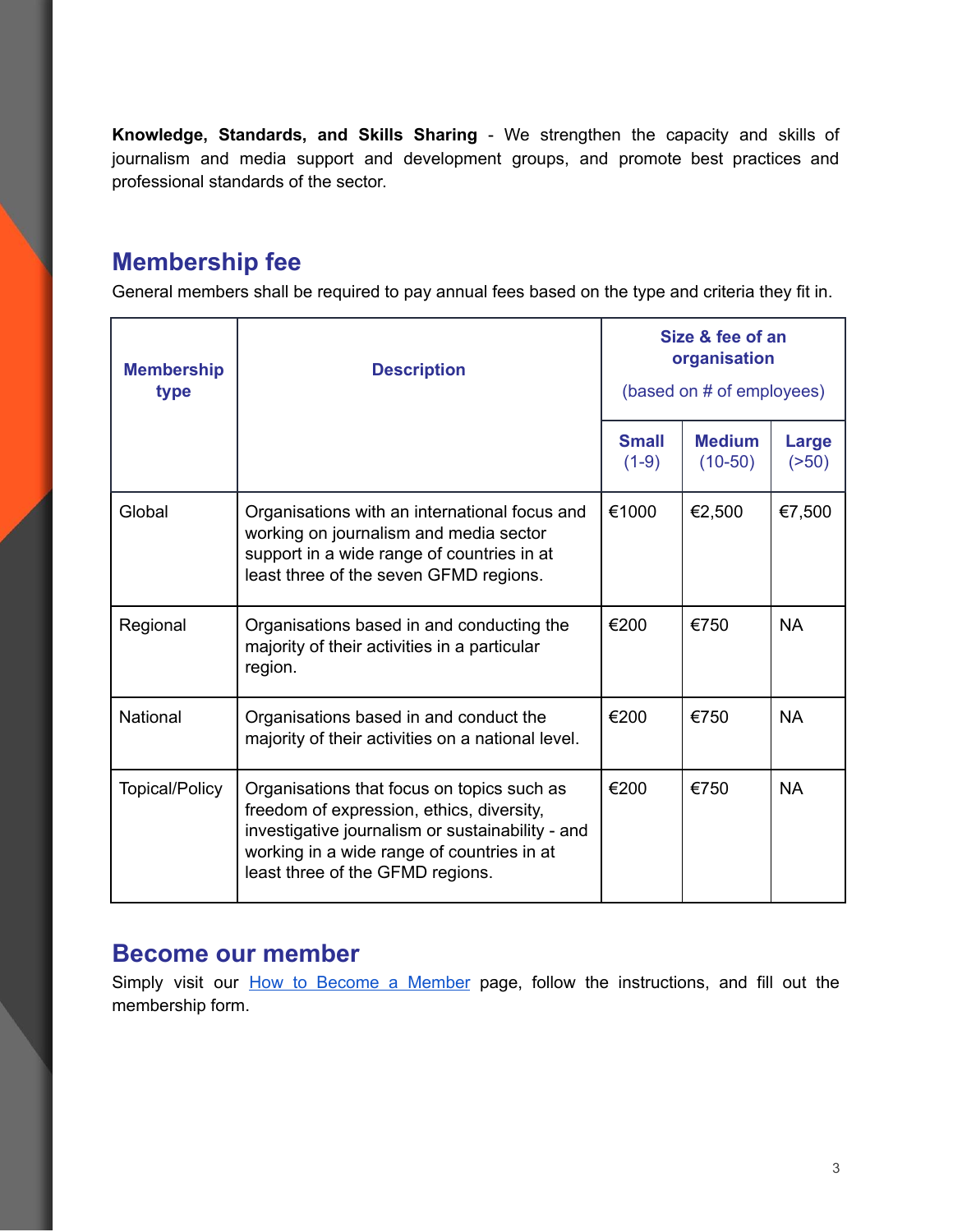**Knowledge, Standards, and Skills Sharing** - We strengthen the capacity and skills of journalism and media support and development groups, and promote best practices and professional standards of the sector.

## Membership fee

General members shall be required to pay annual fees based on the type and criteria they fit in.

| Membership type | Description | Size & fee of an organisation (based on # of employees) | | |
|---|---|---|---|---|
| | | **Small** (1-9) | **Medium** (10-50) | **Large** (>50) |
| Global | Organisations with an international focus and working on journalism and media sector support in a wide range of countries in at least three of the seven GFMD regions. | €1000 | €2,500 | €7,500 |
| Regional | Organisations based in and conducting the majority of their activities in a particular region. | €200 | €750 | NA |
| National | Organisations based in and conduct the majority of their activities on a national level. | €200 | €750 | NA |
| Topical/Policy | Organisations that focus on topics such as freedom of expression, ethics, diversity, investigative journalism or sustainability - and working in a wide range of countries in at least three of the GFMD regions. | €200 | €750 | NA |

## Become our member

Simply visit our How to Become a Member page, follow the instructions, and fill out the membership form.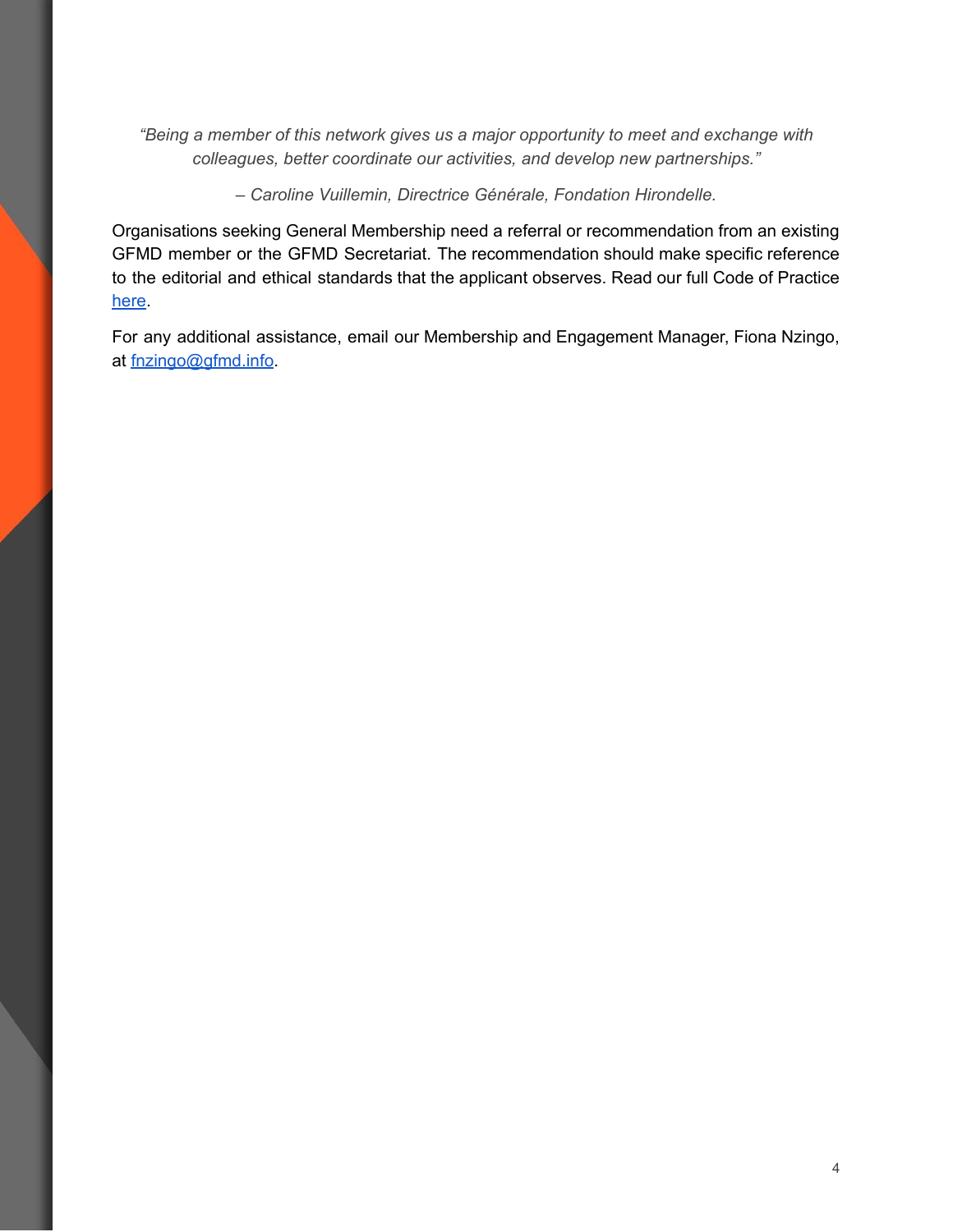*"Being a member of this network gives us a major opportunity to meet and exchange with colleagues, better coordinate our activities, and develop new partnerships."*

*– Caroline Vuillemin, Directrice Générale, Fondation Hirondelle.*

Organisations seeking General Membership need a referral or recommendation from an existing GFMD member or the GFMD Secretariat. The recommendation should make specific reference to the editorial and ethical standards that the applicant observes. Read our full Code of Practice here.

For any additional assistance, email our Membership and Engagement Manager, Fiona Nzingo, at fnzingo@gfmd.info.